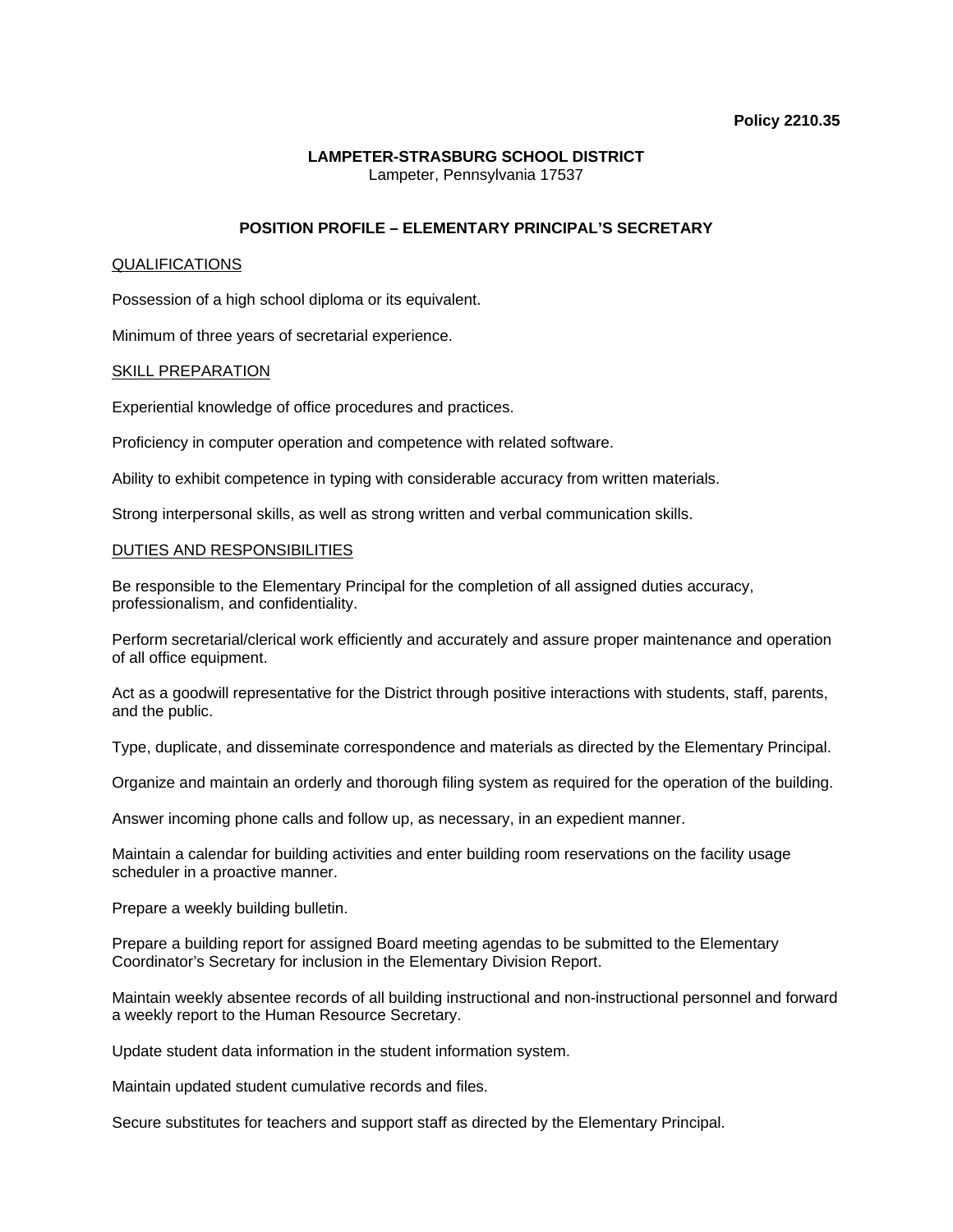**Policy 2210.35**

**LAMPETER-STRASBURG SCHOOL DISTRICT**
Lampeter, Pennsylvania 17537

# POSITION PROFILE – ELEMENTARY PRINCIPAL'S SECRETARY

## QUALIFICATIONS

Possession of a high school diploma or its equivalent.

Minimum of three years of secretarial experience.

## SKILL PREPARATION

Experiential knowledge of office procedures and practices.

Proficiency in computer operation and competence with related software.

Ability to exhibit competence in typing with considerable accuracy from written materials.

Strong interpersonal skills, as well as strong written and verbal communication skills.

## DUTIES AND RESPONSIBILITIES

Be responsible to the Elementary Principal for the completion of all assigned duties accuracy, professionalism, and confidentiality.

Perform secretarial/clerical work efficiently and accurately and assure proper maintenance and operation of all office equipment.

Act as a goodwill representative for the District through positive interactions with students, staff, parents, and the public.

Type, duplicate, and disseminate correspondence and materials as directed by the Elementary Principal.

Organize and maintain an orderly and thorough filing system as required for the operation of the building.

Answer incoming phone calls and follow up, as necessary, in an expedient manner.

Maintain a calendar for building activities and enter building room reservations on the facility usage scheduler in a proactive manner.

Prepare a weekly building bulletin.

Prepare a building report for assigned Board meeting agendas to be submitted to the Elementary Coordinator's Secretary for inclusion in the Elementary Division Report.

Maintain weekly absentee records of all building instructional and non-instructional personnel and forward a weekly report to the Human Resource Secretary.

Update student data information in the student information system.

Maintain updated student cumulative records and files.

Secure substitutes for teachers and support staff as directed by the Elementary Principal.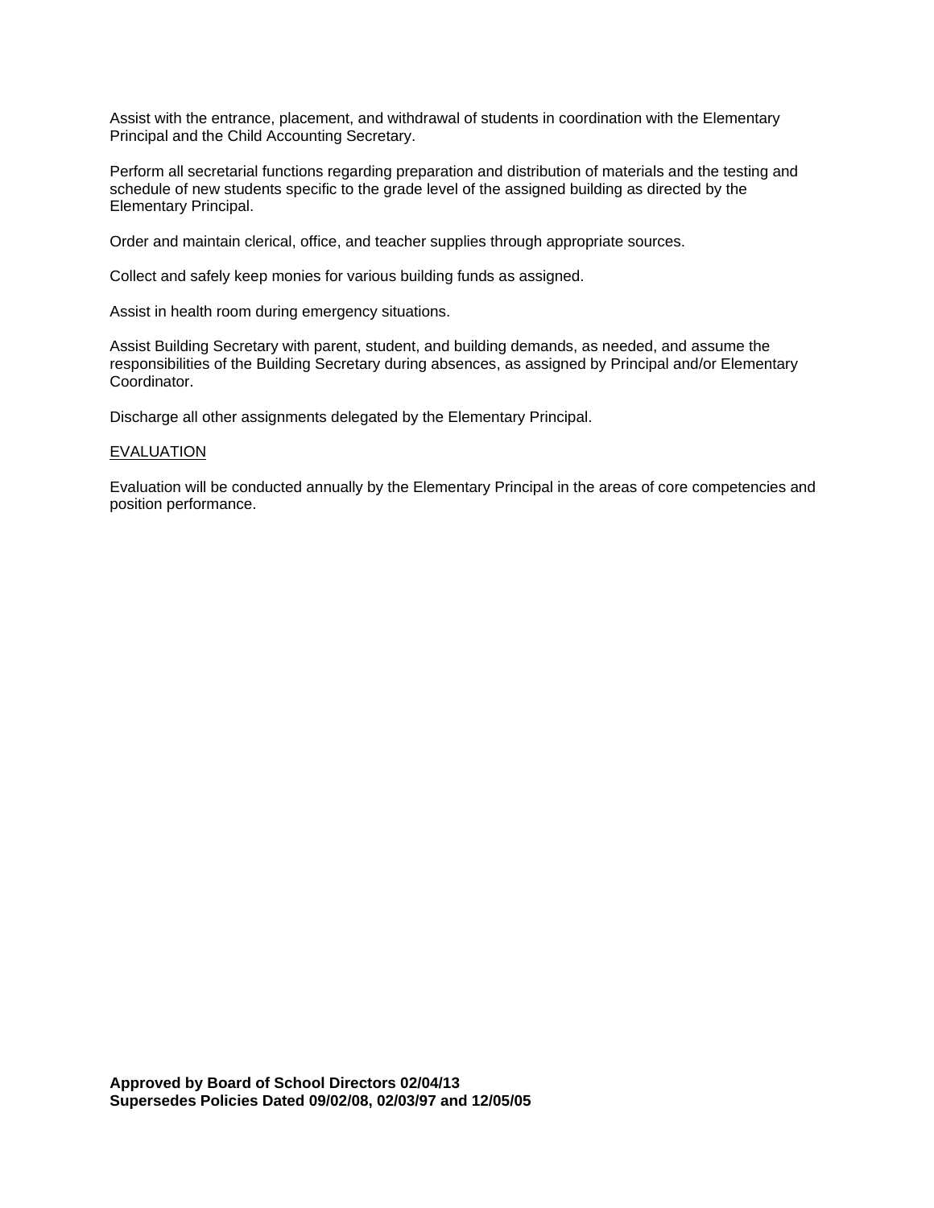Assist with the entrance, placement, and withdrawal of students in coordination with the Elementary Principal and the Child Accounting Secretary.

Perform all secretarial functions regarding preparation and distribution of materials and the testing and schedule of new students specific to the grade level of the assigned building as directed by the Elementary Principal.

Order and maintain clerical, office, and teacher supplies through appropriate sources.

Collect and safely keep monies for various building funds as assigned.

Assist in health room during emergency situations.

Assist Building Secretary with parent, student, and building demands, as needed, and assume the responsibilities of the Building Secretary during absences, as assigned by Principal and/or Elementary Coordinator.

Discharge all other assignments delegated by the Elementary Principal.

<u>EVALUATION</u>

Evaluation will be conducted annually by the Elementary Principal in the areas of core competencies and position performance.

**Approved by Board of School Directors 02/04/13**
**Supersedes Policies Dated 09/02/08, 02/03/97 and 12/05/05**